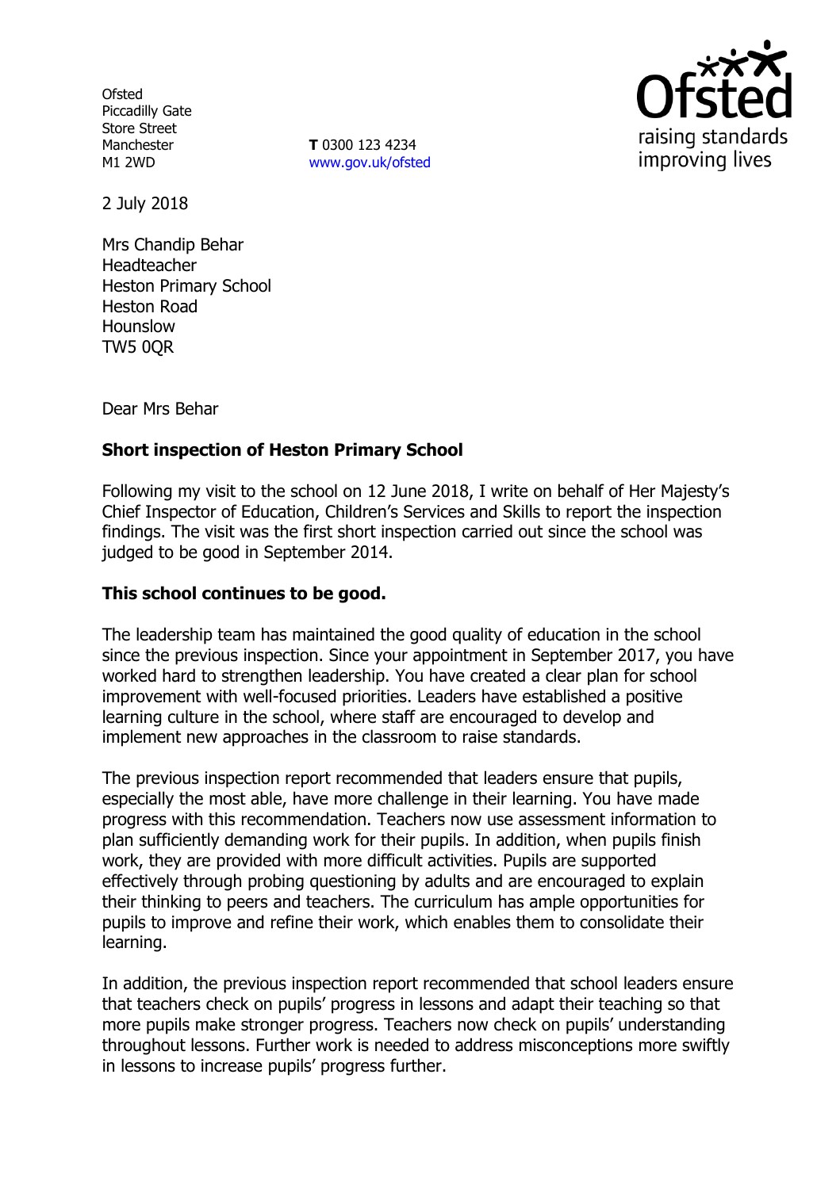Ofsted
Piccadilly Gate
Store Street
Manchester
M1 2WD

**T** 0300 123 4234
www.gov.uk/ofsted

2 July 2018

Mrs Chandip Behar
Headteacher
Heston Primary School
Heston Road
Hounslow
TW5 0QR

Dear Mrs Behar

**Short inspection of Heston Primary School**

Following my visit to the school on 12 June 2018, I write on behalf of Her Majesty's Chief Inspector of Education, Children's Services and Skills to report the inspection findings. The visit was the first short inspection carried out since the school was judged to be good in September 2014.

**This school continues to be good.**

The leadership team has maintained the good quality of education in the school since the previous inspection. Since your appointment in September 2017, you have worked hard to strengthen leadership. You have created a clear plan for school improvement with well-focused priorities. Leaders have established a positive learning culture in the school, where staff are encouraged to develop and implement new approaches in the classroom to raise standards.

The previous inspection report recommended that leaders ensure that pupils, especially the most able, have more challenge in their learning. You have made progress with this recommendation. Teachers now use assessment information to plan sufficiently demanding work for their pupils. In addition, when pupils finish work, they are provided with more difficult activities. Pupils are supported effectively through probing questioning by adults and are encouraged to explain their thinking to peers and teachers. The curriculum has ample opportunities for pupils to improve and refine their work, which enables them to consolidate their learning.

In addition, the previous inspection report recommended that school leaders ensure that teachers check on pupils' progress in lessons and adapt their teaching so that more pupils make stronger progress. Teachers now check on pupils' understanding throughout lessons. Further work is needed to address misconceptions more swiftly in lessons to increase pupils' progress further.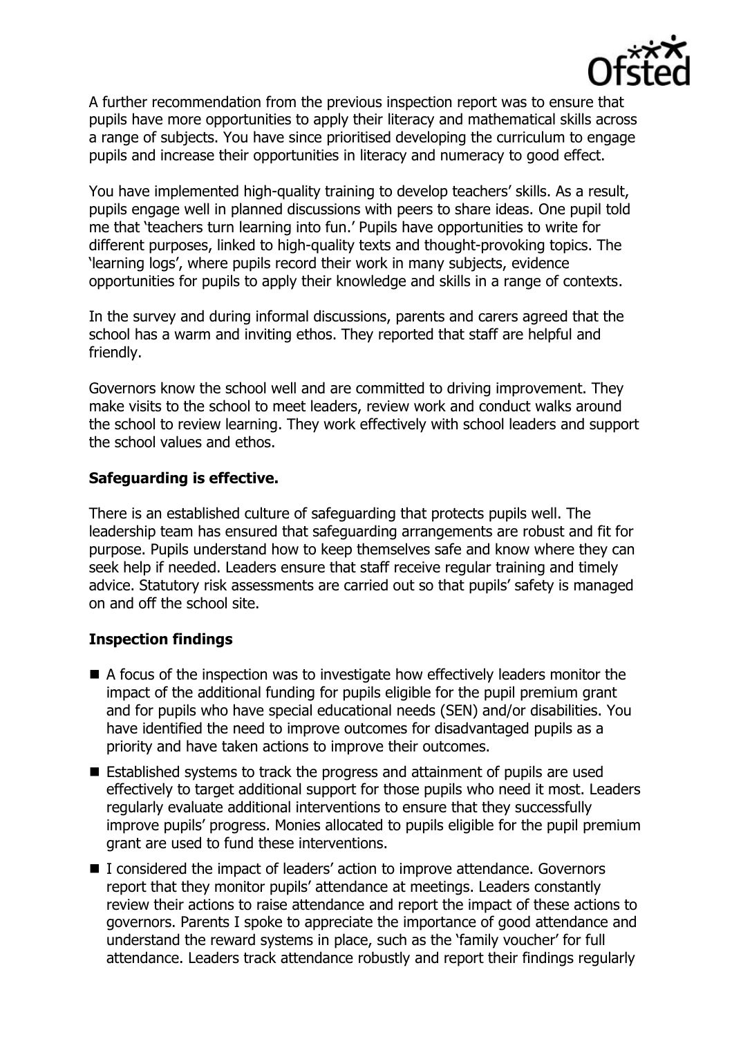A further recommendation from the previous inspection report was to ensure that pupils have more opportunities to apply their literacy and mathematical skills across a range of subjects. You have since prioritised developing the curriculum to engage pupils and increase their opportunities in literacy and numeracy to good effect.

You have implemented high-quality training to develop teachers' skills. As a result, pupils engage well in planned discussions with peers to share ideas. One pupil told me that 'teachers turn learning into fun.' Pupils have opportunities to write for different purposes, linked to high-quality texts and thought-provoking topics. The 'learning logs', where pupils record their work in many subjects, evidence opportunities for pupils to apply their knowledge and skills in a range of contexts.

In the survey and during informal discussions, parents and carers agreed that the school has a warm and inviting ethos. They reported that staff are helpful and friendly.

Governors know the school well and are committed to driving improvement. They make visits to the school to meet leaders, review work and conduct walks around the school to review learning. They work effectively with school leaders and support the school values and ethos.

## Safeguarding is effective.

There is an established culture of safeguarding that protects pupils well. The leadership team has ensured that safeguarding arrangements are robust and fit for purpose. Pupils understand how to keep themselves safe and know where they can seek help if needed. Leaders ensure that staff receive regular training and timely advice. Statutory risk assessments are carried out so that pupils' safety is managed on and off the school site.

## Inspection findings

- A focus of the inspection was to investigate how effectively leaders monitor the impact of the additional funding for pupils eligible for the pupil premium grant and for pupils who have special educational needs (SEN) and/or disabilities. You have identified the need to improve outcomes for disadvantaged pupils as a priority and have taken actions to improve their outcomes.
- Established systems to track the progress and attainment of pupils are used effectively to target additional support for those pupils who need it most. Leaders regularly evaluate additional interventions to ensure that they successfully improve pupils' progress. Monies allocated to pupils eligible for the pupil premium grant are used to fund these interventions.
- I considered the impact of leaders' action to improve attendance. Governors report that they monitor pupils' attendance at meetings. Leaders constantly review their actions to raise attendance and report the impact of these actions to governors. Parents I spoke to appreciate the importance of good attendance and understand the reward systems in place, such as the 'family voucher' for full attendance. Leaders track attendance robustly and report their findings regularly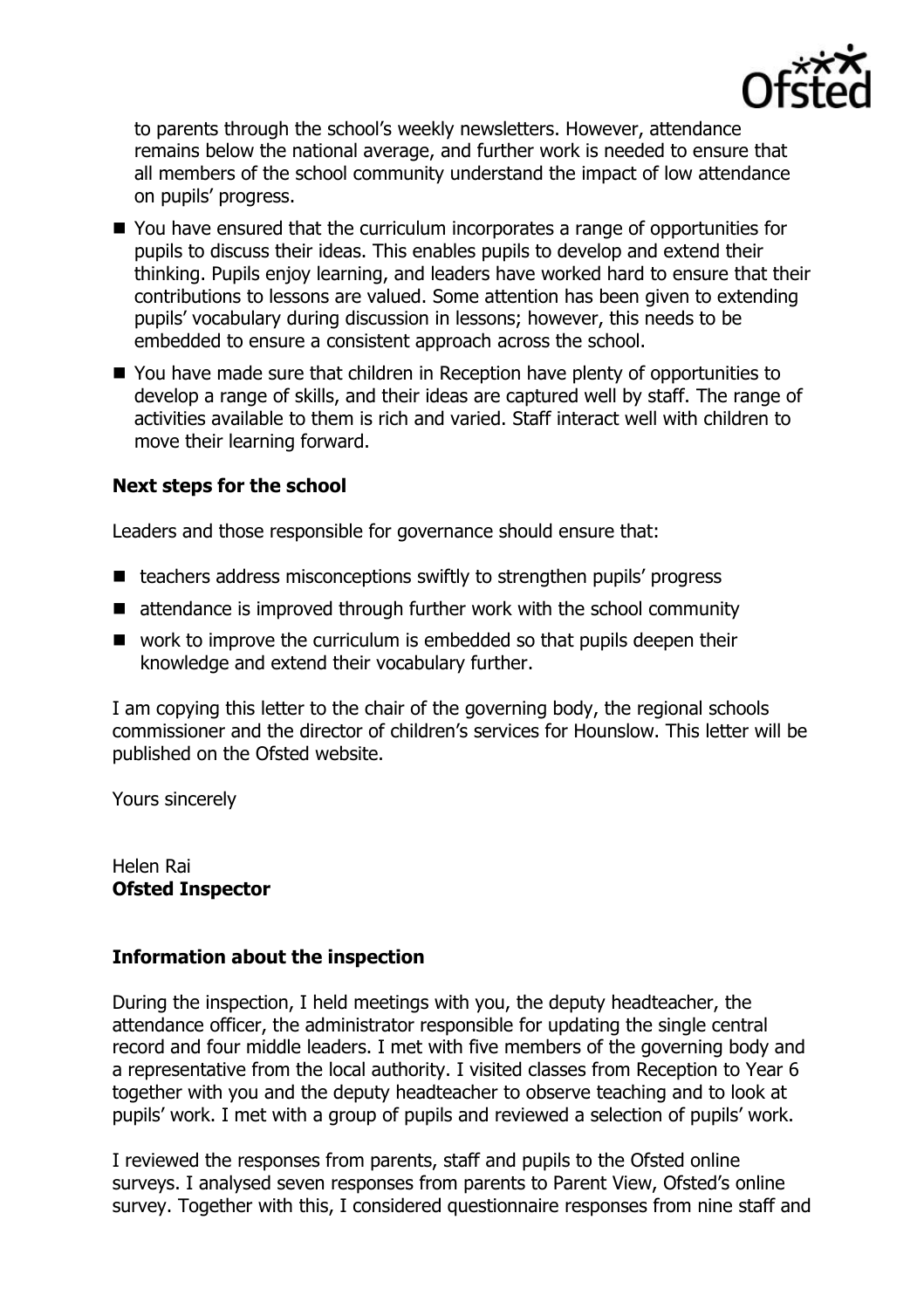to parents through the school's weekly newsletters. However, attendance remains below the national average, and further work is needed to ensure that all members of the school community understand the impact of low attendance on pupils' progress.

- You have ensured that the curriculum incorporates a range of opportunities for pupils to discuss their ideas. This enables pupils to develop and extend their thinking. Pupils enjoy learning, and leaders have worked hard to ensure that their contributions to lessons are valued. Some attention has been given to extending pupils' vocabulary during discussion in lessons; however, this needs to be embedded to ensure a consistent approach across the school.
- You have made sure that children in Reception have plenty of opportunities to develop a range of skills, and their ideas are captured well by staff. The range of activities available to them is rich and varied. Staff interact well with children to move their learning forward.

### Next steps for the school

Leaders and those responsible for governance should ensure that:

- teachers address misconceptions swiftly to strengthen pupils' progress
- attendance is improved through further work with the school community
- work to improve the curriculum is embedded so that pupils deepen their knowledge and extend their vocabulary further.

I am copying this letter to the chair of the governing body, the regional schools commissioner and the director of children's services for Hounslow. This letter will be published on the Ofsted website.

Yours sincerely

Helen Rai
**Ofsted Inspector**

### Information about the inspection

During the inspection, I held meetings with you, the deputy headteacher, the attendance officer, the administrator responsible for updating the single central record and four middle leaders. I met with five members of the governing body and a representative from the local authority. I visited classes from Reception to Year 6 together with you and the deputy headteacher to observe teaching and to look at pupils' work. I met with a group of pupils and reviewed a selection of pupils' work.

I reviewed the responses from parents, staff and pupils to the Ofsted online surveys. I analysed seven responses from parents to Parent View, Ofsted's online survey. Together with this, I considered questionnaire responses from nine staff and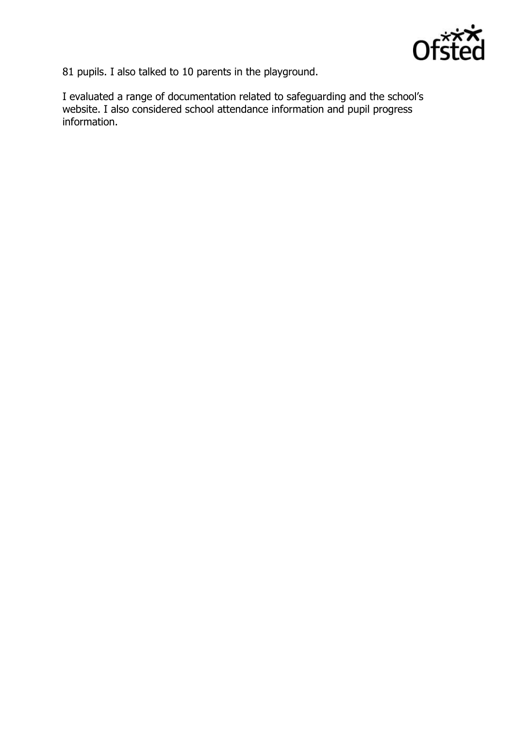81 pupils. I also talked to 10 parents in the playground.

I evaluated a range of documentation related to safeguarding and the school's website. I also considered school attendance information and pupil progress information.